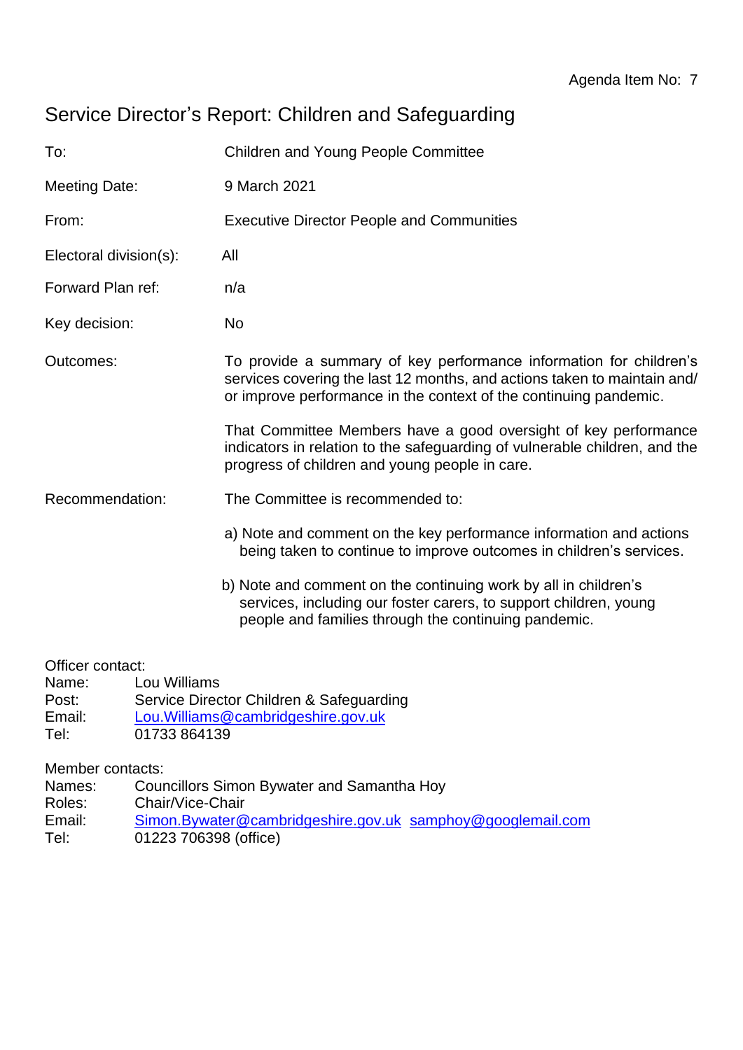Agenda Item No: 7

# Service Director's Report: Children and Safeguarding

| | |
|---|---|
| To: | Children and Young People Committee |
| Meeting Date: | 9 March 2021 |
| From: | Executive Director People and Communities |
| Electoral division(s): | All |
| Forward Plan ref: | n/a |
| Key decision: | No |
| Outcomes: | To provide a summary of key performance information for children's services covering the last 12 months, and actions taken to maintain and/ or improve performance in the context of the continuing pandemic.<br><br>That Committee Members have a good oversight of key performance indicators in relation to the safeguarding of vulnerable children, and the progress of children and young people in care. |
| Recommendation: | The Committee is recommended to:<br><br>a) Note and comment on the key performance information and actions being taken to continue to improve outcomes in children's services.<br><br>b) Note and comment on the continuing work by all in children's services, including our foster carers, to support children, young people and families through the continuing pandemic. |

Officer contact:
Name: Lou Williams
Post: Service Director Children & Safeguarding
Email: Lou.Williams@cambridgeshire.gov.uk
Tel: 01733 864139

Member contacts:
Names: Councillors Simon Bywater and Samantha Hoy
Roles: Chair/Vice-Chair
Email: Simon.Bywater@cambridgeshire.gov.uk samphoy@googlemail.com
Tel: 01223 706398 (office)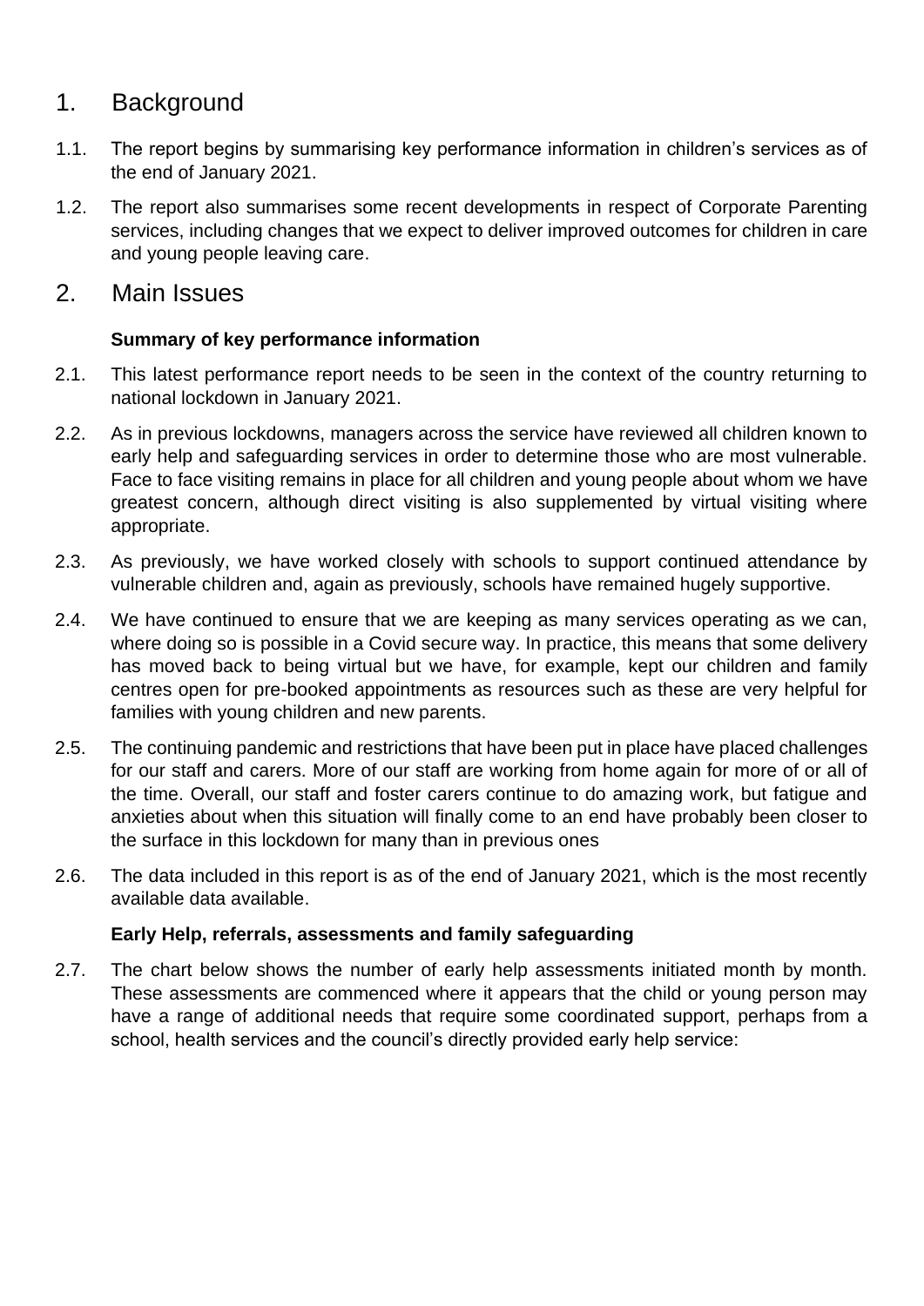# 1. Background

1.1. The report begins by summarising key performance information in children's services as of the end of January 2021.

1.2. The report also summarises some recent developments in respect of Corporate Parenting services, including changes that we expect to deliver improved outcomes for children in care and young people leaving care.

# 2. Main Issues

**Summary of key performance information**

2.1. This latest performance report needs to be seen in the context of the country returning to national lockdown in January 2021.

2.2. As in previous lockdowns, managers across the service have reviewed all children known to early help and safeguarding services in order to determine those who are most vulnerable. Face to face visiting remains in place for all children and young people about whom we have greatest concern, although direct visiting is also supplemented by virtual visiting where appropriate.

2.3. As previously, we have worked closely with schools to support continued attendance by vulnerable children and, again as previously, schools have remained hugely supportive.

2.4. We have continued to ensure that we are keeping as many services operating as we can, where doing so is possible in a Covid secure way. In practice, this means that some delivery has moved back to being virtual but we have, for example, kept our children and family centres open for pre-booked appointments as resources such as these are very helpful for families with young children and new parents.

2.5. The continuing pandemic and restrictions that have been put in place have placed challenges for our staff and carers. More of our staff are working from home again for more of or all of the time. Overall, our staff and foster carers continue to do amazing work, but fatigue and anxieties about when this situation will finally come to an end have probably been closer to the surface in this lockdown for many than in previous ones

2.6. The data included in this report is as of the end of January 2021, which is the most recently available data available.

**Early Help, referrals, assessments and family safeguarding**

2.7. The chart below shows the number of early help assessments initiated month by month. These assessments are commenced where it appears that the child or young person may have a range of additional needs that require some coordinated support, perhaps from a school, health services and the council's directly provided early help service: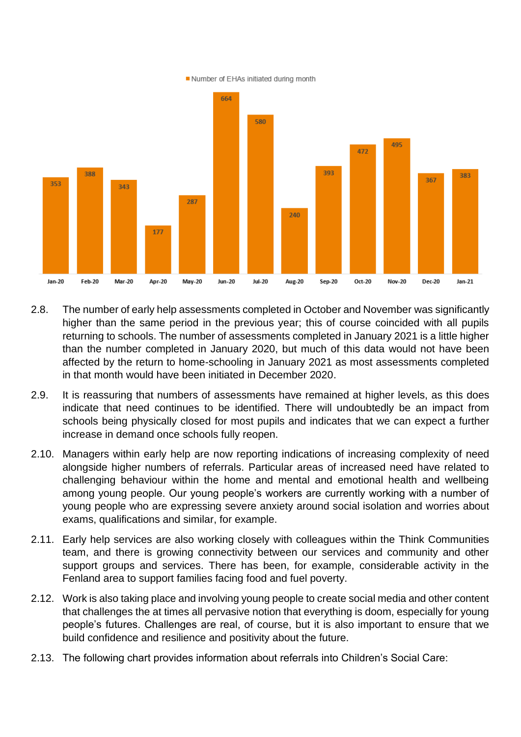Number of EHAs initiated during month

| Month | Number of EHAs initiated during month |
|---|---|
| Jan-20 | 353 |
| Feb-20 | 388 |
| Mar-20 | 343 |
| Apr-20 | 177 |
| May-20 | 287 |
| Jun-20 | 664 |
| Jul-20 | 580 |
| Aug-20 | 240 |
| Sep-20 | 393 |
| Oct-20 | 472 |
| Nov-20 | 495 |
| Dec-20 | 367 |
| Jan-21 | 383 |

2.8. The number of early help assessments completed in October and November was significantly higher than the same period in the previous year; this of course coincided with all pupils returning to schools. The number of assessments completed in January 2021 is a little higher than the number completed in January 2020, but much of this data would not have been affected by the return to home-schooling in January 2021 as most assessments completed in that month would have been initiated in December 2020.

2.9. It is reassuring that numbers of assessments have remained at higher levels, as this does indicate that need continues to be identified. There will undoubtedly be an impact from schools being physically closed for most pupils and indicates that we can expect a further increase in demand once schools fully reopen.

2.10. Managers within early help are now reporting indications of increasing complexity of need alongside higher numbers of referrals. Particular areas of increased need have related to challenging behaviour within the home and mental and emotional health and wellbeing among young people. Our young people's workers are currently working with a number of young people who are expressing severe anxiety around social isolation and worries about exams, qualifications and similar, for example.

2.11. Early help services are also working closely with colleagues within the Think Communities team, and there is growing connectivity between our services and community and other support groups and services. There has been, for example, considerable activity in the Fenland area to support families facing food and fuel poverty.

2.12. Work is also taking place and involving young people to create social media and other content that challenges the at times all pervasive notion that everything is doom, especially for young people's futures. Challenges are real, of course, but it is also important to ensure that we build confidence and resilience and positivity about the future.

2.13. The following chart provides information about referrals into Children's Social Care: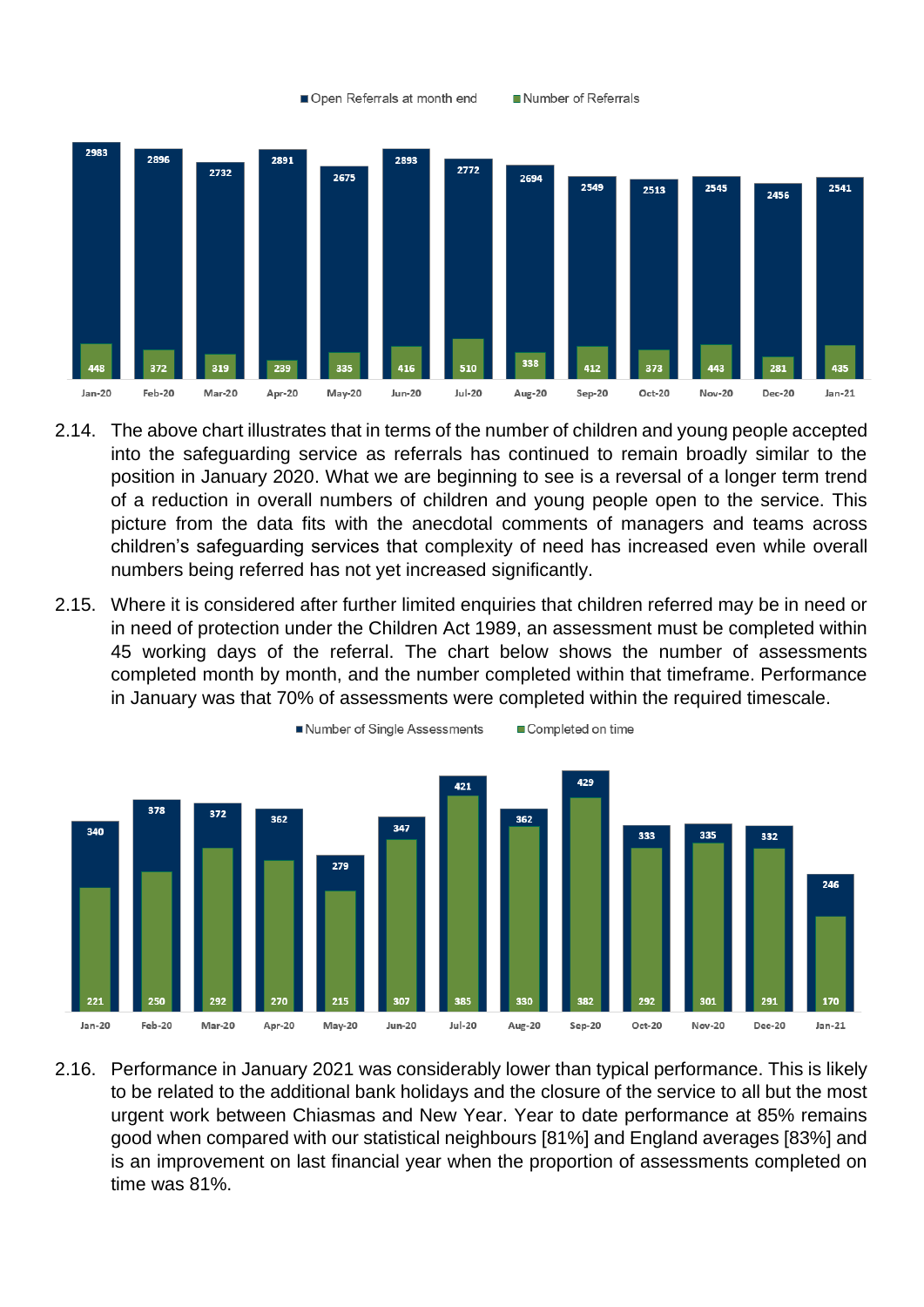| | Jan-20 | Feb-20 | Mar-20 | Apr-20 | May-20 | Jun-20 | Jul-20 | Aug-20 | Sep-20 | Oct-20 | Nov-20 | Dec-20 | Jan-21 |
|---|---|---|---|---|---|---|---|---|---|---|---|---|---|
| Open Referrals at month end | 2983 | 2896 | 2732 | 2891 | 2675 | 2893 | 2772 | 2694 | 2549 | 2513 | 2545 | 2456 | 2541 |
| Number of Referrals | 448 | 372 | 319 | 239 | 335 | 416 | 510 | 338 | 412 | 373 | 443 | 281 | 435 |

2.14. The above chart illustrates that in terms of the number of children and young people accepted into the safeguarding service as referrals has continued to remain broadly similar to the position in January 2020. What we are beginning to see is a reversal of a longer term trend of a reduction in overall numbers of children and young people open to the service. This picture from the data fits with the anecdotal comments of managers and teams across children's safeguarding services that complexity of need has increased even while overall numbers being referred has not yet increased significantly.

2.15. Where it is considered after further limited enquiries that children referred may be in need or in need of protection under the Children Act 1989, an assessment must be completed within 45 working days of the referral. The chart below shows the number of assessments completed month by month, and the number completed within that timeframe. Performance in January was that 70% of assessments were completed within the required timescale.

| | Jan-20 | Feb-20 | Mar-20 | Apr-20 | May-20 | Jun-20 | Jul-20 | Aug-20 | Sep-20 | Oct-20 | Nov-20 | Dec-20 | Jan-21 |
|---|---|---|---|---|---|---|---|---|---|---|---|---|---|
| Number of Single Assessments | 340 | 378 | 372 | 362 | 279 | 347 | 421 | 362 | 429 | 333 | 335 | 332 | 246 |
| Completed on time | 221 | 250 | 292 | 270 | 215 | 307 | 385 | 330 | 382 | 292 | 301 | 291 | 170 |

2.16. Performance in January 2021 was considerably lower than typical performance. This is likely to be related to the additional bank holidays and the closure of the service to all but the most urgent work between Chiasmas and New Year. Year to date performance at 85% remains good when compared with our statistical neighbours [81%] and England averages [83%] and is an improvement on last financial year when the proportion of assessments completed on time was 81%.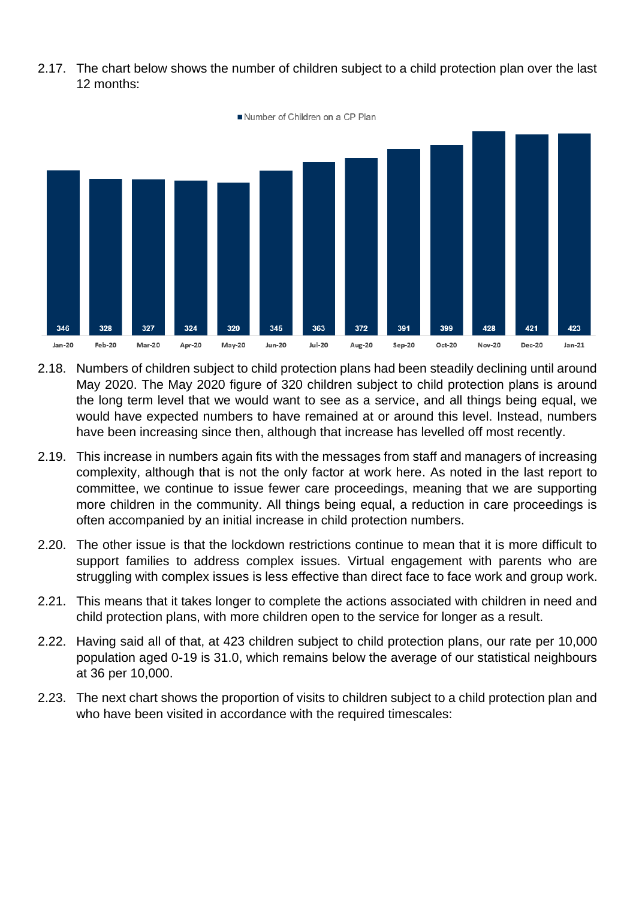2.17. The chart below shows the number of children subject to a child protection plan over the last 12 months:

Number of Children on a CP Plan

| Jan-20 | Feb-20 | Mar-20 | Apr-20 | May-20 | Jun-20 | Jul-20 | Aug-20 | Sep-20 | Oct-20 | Nov-20 | Dec-20 | Jan-21 |
|---|---|---|---|---|---|---|---|---|---|---|---|---|
| 346 | 328 | 327 | 324 | 320 | 345 | 363 | 372 | 391 | 399 | 428 | 421 | 423 |

2.18. Numbers of children subject to child protection plans had been steadily declining until around May 2020. The May 2020 figure of 320 children subject to child protection plans is around the long term level that we would want to see as a service, and all things being equal, we would have expected numbers to have remained at or around this level. Instead, numbers have been increasing since then, although that increase has levelled off most recently.

2.19. This increase in numbers again fits with the messages from staff and managers of increasing complexity, although that is not the only factor at work here. As noted in the last report to committee, we continue to issue fewer care proceedings, meaning that we are supporting more children in the community. All things being equal, a reduction in care proceedings is often accompanied by an initial increase in child protection numbers.

2.20. The other issue is that the lockdown restrictions continue to mean that it is more difficult to support families to address complex issues. Virtual engagement with parents who are struggling with complex issues is less effective than direct face to face work and group work.

2.21. This means that it takes longer to complete the actions associated with children in need and child protection plans, with more children open to the service for longer as a result.

2.22. Having said all of that, at 423 children subject to child protection plans, our rate per 10,000 population aged 0-19 is 31.0, which remains below the average of our statistical neighbours at 36 per 10,000.

2.23. The next chart shows the proportion of visits to children subject to a child protection plan and who have been visited in accordance with the required timescales: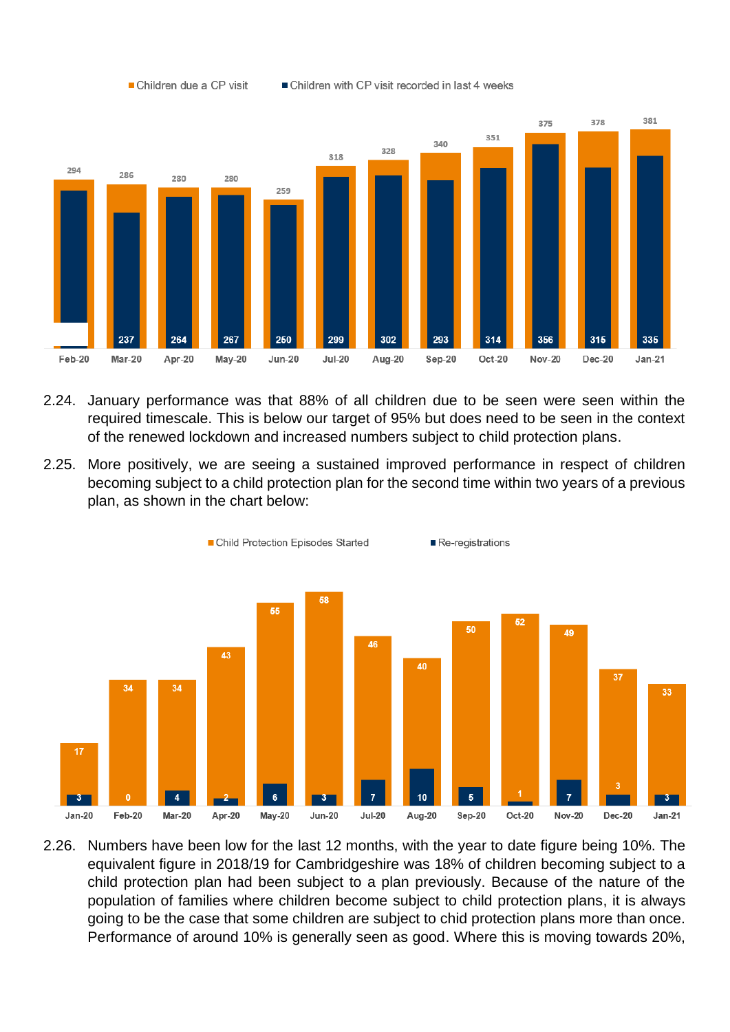| | Feb-20 | Mar-20 | Apr-20 | May-20 | Jun-20 | Jul-20 | Aug-20 | Sep-20 | Oct-20 | Nov-20 | Dec-20 | Jan-21 |
|---|---|---|---|---|---|---|---|---|---|---|---|---|
| Children due a CP visit | 294 | 286 | 280 | 280 | 259 | 318 | 328 | 340 | 351 | 375 | 378 | 381 |
| Children with CP visit recorded in last 4 weeks | | 237 | 264 | 267 | 250 | 299 | 302 | 293 | 314 | 356 | 315 | 335 |

2.24. January performance was that 88% of all children due to be seen were seen within the required timescale. This is below our target of 95% but does need to be seen in the context of the renewed lockdown and increased numbers subject to child protection plans.

2.25. More positively, we are seeing a sustained improved performance in respect of children becoming subject to a child protection plan for the second time within two years of a previous plan, as shown in the chart below:

| | Jan-20 | Feb-20 | Mar-20 | Apr-20 | May-20 | Jun-20 | Jul-20 | Aug-20 | Sep-20 | Oct-20 | Nov-20 | Dec-20 | Jan-21 |
|---|---|---|---|---|---|---|---|---|---|---|---|---|---|
| Child Protection Episodes Started | 17 | 34 | 34 | 43 | 65 | 68 | 46 | 40 | 50 | 52 | 49 | 37 | 33 |
| Re-registrations | 3 | 0 | 4 | 2 | 6 | 3 | 7 | 10 | 5 | 1 | 7 | 3 | 3 |

2.26. Numbers have been low for the last 12 months, with the year to date figure being 10%. The equivalent figure in 2018/19 for Cambridgeshire was 18% of children becoming subject to a child protection plan had been subject to a plan previously. Because of the nature of the population of families where children become subject to child protection plans, it is always going to be the case that some children are subject to chid protection plans more than once. Performance of around 10% is generally seen as good. Where this is moving towards 20%,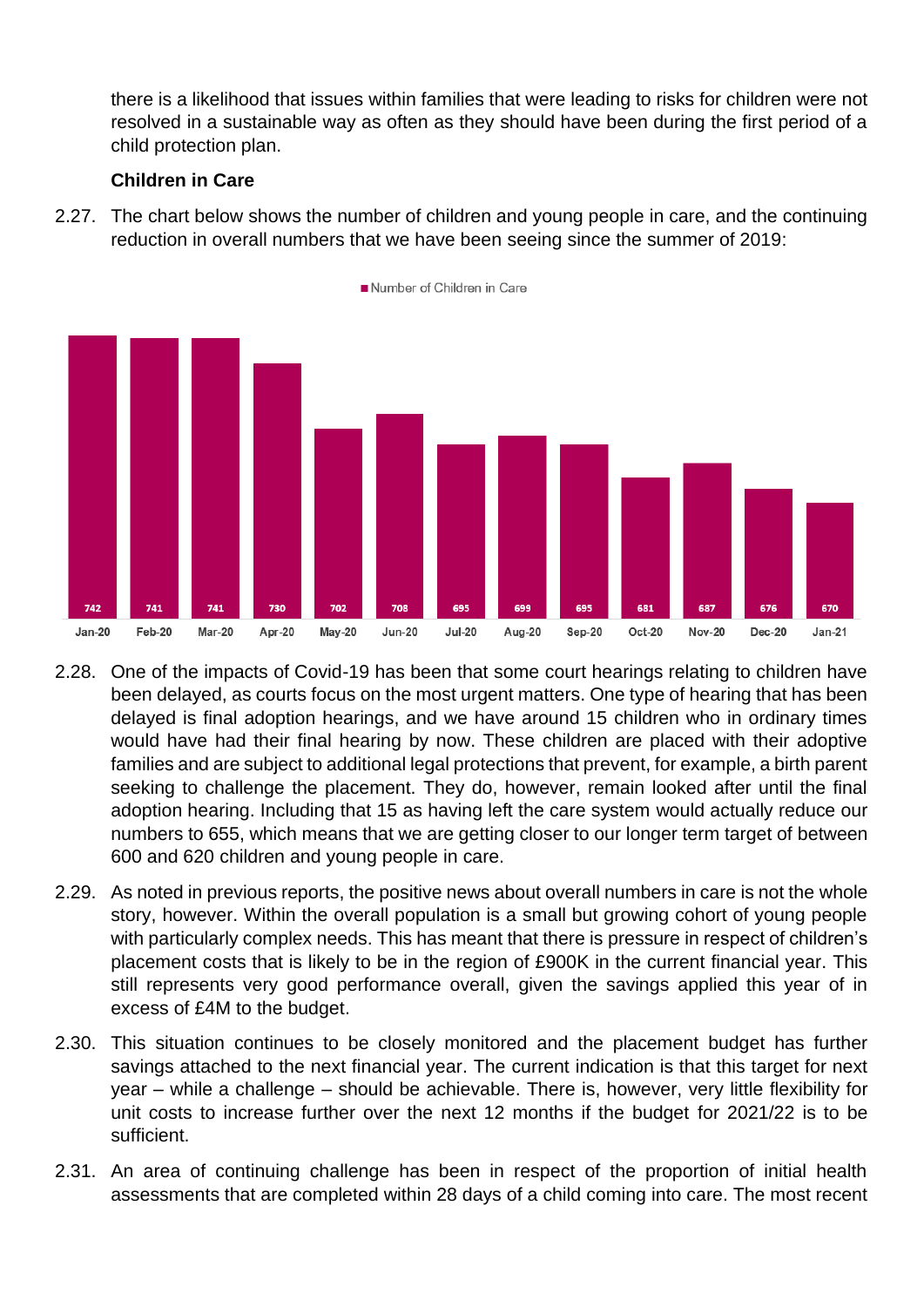there is a likelihood that issues within families that were leading to risks for children were not resolved in a sustainable way as often as they should have been during the first period of a child protection plan.

**Children in Care**

2.27. The chart below shows the number of children and young people in care, and the continuing reduction in overall numbers that we have been seeing since the summer of 2019:

Number of Children in Care

| Jan-20 | Feb-20 | Mar-20 | Apr-20 | May-20 | Jun-20 | Jul-20 | Aug-20 | Sep-20 | Oct-20 | Nov-20 | Dec-20 | Jan-21 |
|---|---|---|---|---|---|---|---|---|---|---|---|---|
| 742 | 741 | 741 | 730 | 702 | 708 | 695 | 699 | 695 | 681 | 687 | 676 | 670 |

2.28. One of the impacts of Covid-19 has been that some court hearings relating to children have been delayed, as courts focus on the most urgent matters. One type of hearing that has been delayed is final adoption hearings, and we have around 15 children who in ordinary times would have had their final hearing by now. These children are placed with their adoptive families and are subject to additional legal protections that prevent, for example, a birth parent seeking to challenge the placement. They do, however, remain looked after until the final adoption hearing. Including that 15 as having left the care system would actually reduce our numbers to 655, which means that we are getting closer to our longer term target of between 600 and 620 children and young people in care.

2.29. As noted in previous reports, the positive news about overall numbers in care is not the whole story, however. Within the overall population is a small but growing cohort of young people with particularly complex needs. This has meant that there is pressure in respect of children's placement costs that is likely to be in the region of £900K in the current financial year. This still represents very good performance overall, given the savings applied this year of in excess of £4M to the budget.

2.30. This situation continues to be closely monitored and the placement budget has further savings attached to the next financial year. The current indication is that this target for next year – while a challenge – should be achievable. There is, however, very little flexibility for unit costs to increase further over the next 12 months if the budget for 2021/22 is to be sufficient.

2.31. An area of continuing challenge has been in respect of the proportion of initial health assessments that are completed within 28 days of a child coming into care. The most recent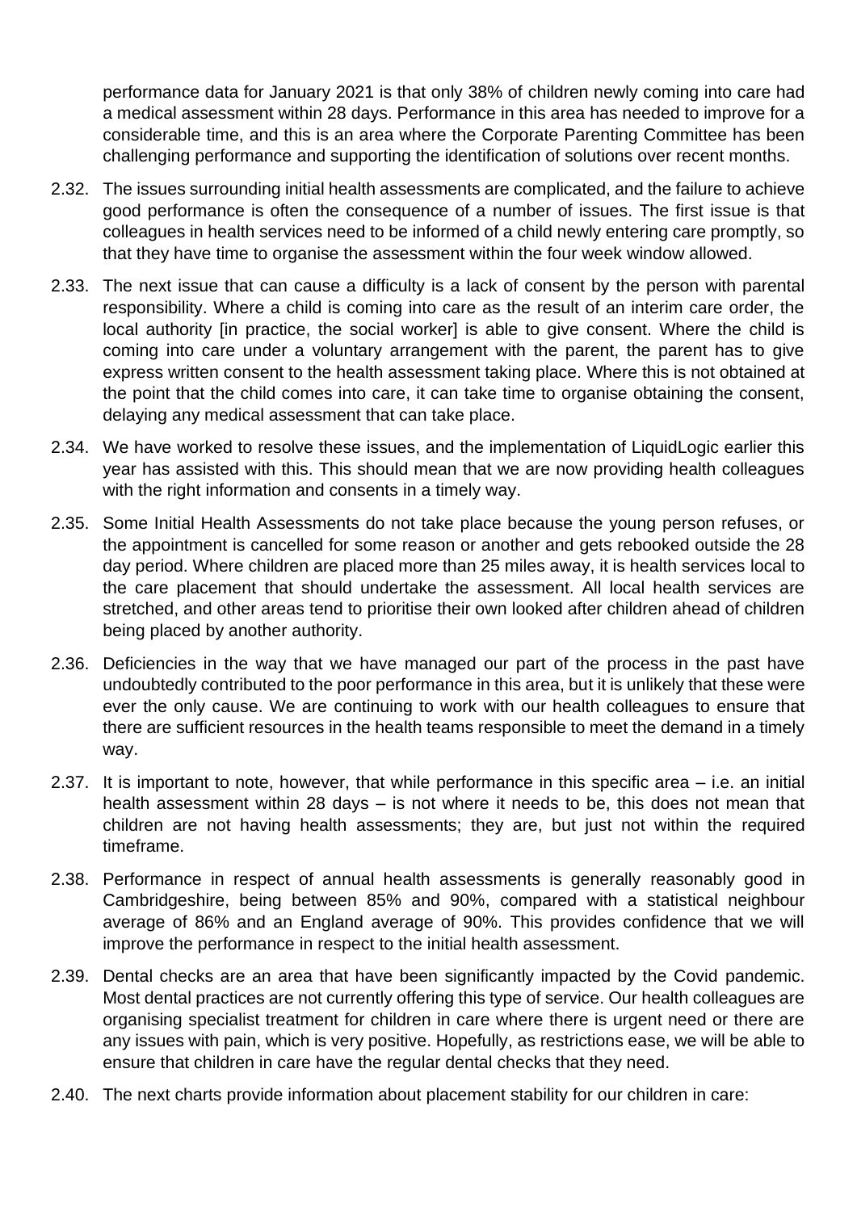performance data for January 2021 is that only 38% of children newly coming into care had a medical assessment within 28 days. Performance in this area has needed to improve for a considerable time, and this is an area where the Corporate Parenting Committee has been challenging performance and supporting the identification of solutions over recent months.

2.32. The issues surrounding initial health assessments are complicated, and the failure to achieve good performance is often the consequence of a number of issues. The first issue is that colleagues in health services need to be informed of a child newly entering care promptly, so that they have time to organise the assessment within the four week window allowed.

2.33. The next issue that can cause a difficulty is a lack of consent by the person with parental responsibility. Where a child is coming into care as the result of an interim care order, the local authority [in practice, the social worker] is able to give consent. Where the child is coming into care under a voluntary arrangement with the parent, the parent has to give express written consent to the health assessment taking place. Where this is not obtained at the point that the child comes into care, it can take time to organise obtaining the consent, delaying any medical assessment that can take place.

2.34. We have worked to resolve these issues, and the implementation of LiquidLogic earlier this year has assisted with this. This should mean that we are now providing health colleagues with the right information and consents in a timely way.

2.35. Some Initial Health Assessments do not take place because the young person refuses, or the appointment is cancelled for some reason or another and gets rebooked outside the 28 day period. Where children are placed more than 25 miles away, it is health services local to the care placement that should undertake the assessment. All local health services are stretched, and other areas tend to prioritise their own looked after children ahead of children being placed by another authority.

2.36. Deficiencies in the way that we have managed our part of the process in the past have undoubtedly contributed to the poor performance in this area, but it is unlikely that these were ever the only cause. We are continuing to work with our health colleagues to ensure that there are sufficient resources in the health teams responsible to meet the demand in a timely way.

2.37. It is important to note, however, that while performance in this specific area – i.e. an initial health assessment within 28 days – is not where it needs to be, this does not mean that children are not having health assessments; they are, but just not within the required timeframe.

2.38. Performance in respect of annual health assessments is generally reasonably good in Cambridgeshire, being between 85% and 90%, compared with a statistical neighbour average of 86% and an England average of 90%. This provides confidence that we will improve the performance in respect to the initial health assessment.

2.39. Dental checks are an area that have been significantly impacted by the Covid pandemic. Most dental practices are not currently offering this type of service. Our health colleagues are organising specialist treatment for children in care where there is urgent need or there are any issues with pain, which is very positive. Hopefully, as restrictions ease, we will be able to ensure that children in care have the regular dental checks that they need.

2.40. The next charts provide information about placement stability for our children in care: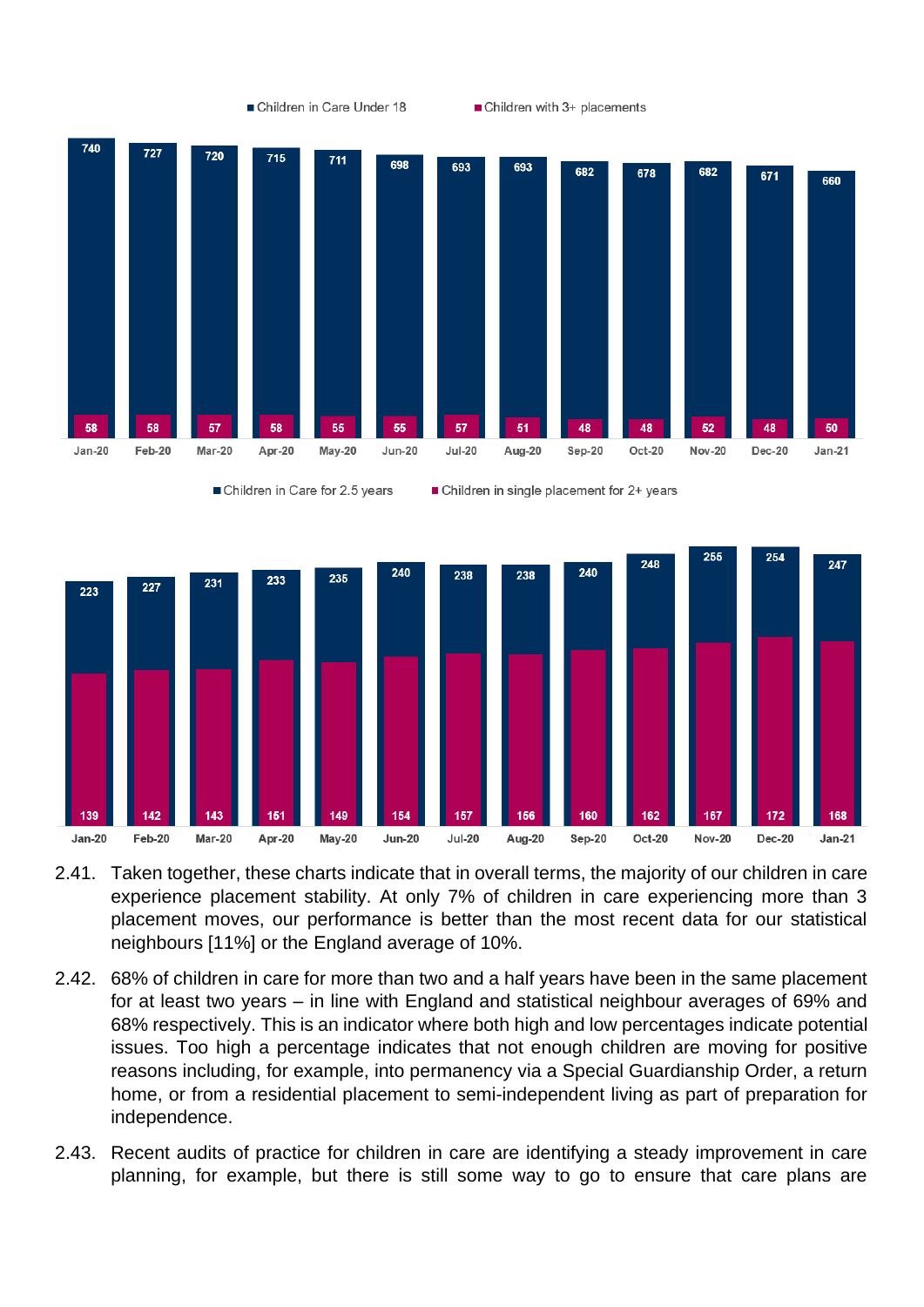| | Jan-20 | Feb-20 | Mar-20 | Apr-20 | May-20 | Jun-20 | Jul-20 | Aug-20 | Sep-20 | Oct-20 | Nov-20 | Dec-20 | Jan-21 |
|---|---|---|---|---|---|---|---|---|---|---|---|---|---|
| Children in Care Under 18 | 740 | 727 | 720 | 715 | 711 | 698 | 693 | 693 | 682 | 678 | 682 | 671 | 660 |
| Children with 3+ placements | 58 | 58 | 57 | 58 | 55 | 55 | 57 | 51 | 48 | 48 | 52 | 48 | 50 |

| | Jan-20 | Feb-20 | Mar-20 | Apr-20 | May-20 | Jun-20 | Jul-20 | Aug-20 | Sep-20 | Oct-20 | Nov-20 | Dec-20 | Jan-21 |
|---|---|---|---|---|---|---|---|---|---|---|---|---|---|
| Children in Care for 2.5 years | 223 | 227 | 231 | 233 | 235 | 240 | 238 | 238 | 240 | 248 | 255 | 254 | 247 |
| Children in single placement for 2+ years | 139 | 142 | 143 | 151 | 149 | 154 | 157 | 156 | 160 | 162 | 167 | 172 | 168 |

2.41. Taken together, these charts indicate that in overall terms, the majority of our children in care experience placement stability. At only 7% of children in care experiencing more than 3 placement moves, our performance is better than the most recent data for our statistical neighbours [11%] or the England average of 10%.

2.42. 68% of children in care for more than two and a half years have been in the same placement for at least two years – in line with England and statistical neighbour averages of 69% and 68% respectively. This is an indicator where both high and low percentages indicate potential issues. Too high a percentage indicates that not enough children are moving for positive reasons including, for example, into permanency via a Special Guardianship Order, a return home, or from a residential placement to semi-independent living as part of preparation for independence.

2.43. Recent audits of practice for children in care are identifying a steady improvement in care planning, for example, but there is still some way to go to ensure that care plans are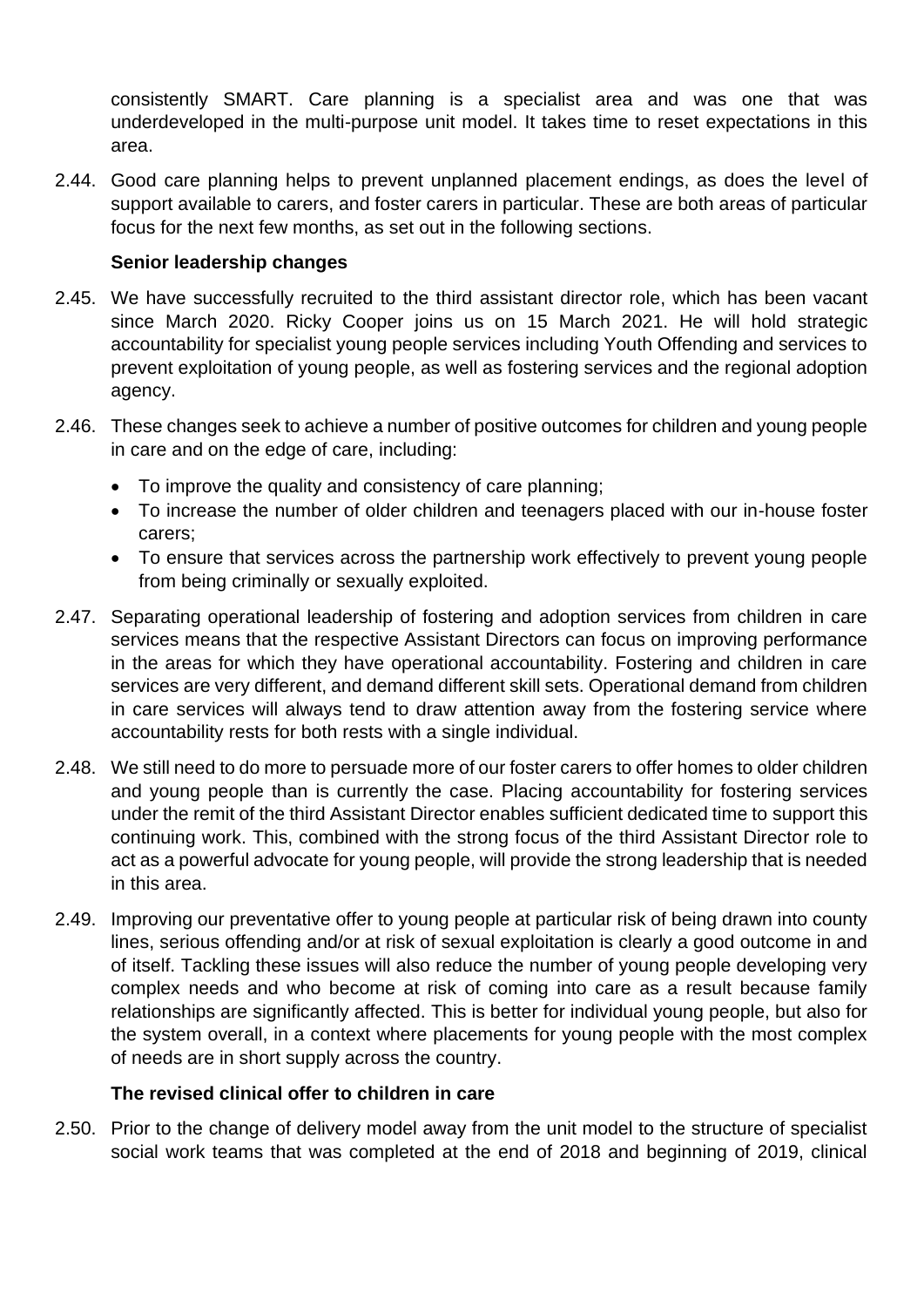consistently SMART. Care planning is a specialist area and was one that was underdeveloped in the multi-purpose unit model. It takes time to reset expectations in this area.

2.44. Good care planning helps to prevent unplanned placement endings, as does the level of support available to carers, and foster carers in particular. These are both areas of particular focus for the next few months, as set out in the following sections.

**Senior leadership changes**

2.45. We have successfully recruited to the third assistant director role, which has been vacant since March 2020. Ricky Cooper joins us on 15 March 2021. He will hold strategic accountability for specialist young people services including Youth Offending and services to prevent exploitation of young people, as well as fostering services and the regional adoption agency.

2.46. These changes seek to achieve a number of positive outcomes for children and young people in care and on the edge of care, including:

- To improve the quality and consistency of care planning;
- To increase the number of older children and teenagers placed with our in-house foster carers;
- To ensure that services across the partnership work effectively to prevent young people from being criminally or sexually exploited.

2.47. Separating operational leadership of fostering and adoption services from children in care services means that the respective Assistant Directors can focus on improving performance in the areas for which they have operational accountability. Fostering and children in care services are very different, and demand different skill sets. Operational demand from children in care services will always tend to draw attention away from the fostering service where accountability rests for both rests with a single individual.

2.48. We still need to do more to persuade more of our foster carers to offer homes to older children and young people than is currently the case. Placing accountability for fostering services under the remit of the third Assistant Director enables sufficient dedicated time to support this continuing work. This, combined with the strong focus of the third Assistant Director role to act as a powerful advocate for young people, will provide the strong leadership that is needed in this area.

2.49. Improving our preventative offer to young people at particular risk of being drawn into county lines, serious offending and/or at risk of sexual exploitation is clearly a good outcome in and of itself. Tackling these issues will also reduce the number of young people developing very complex needs and who become at risk of coming into care as a result because family relationships are significantly affected. This is better for individual young people, but also for the system overall, in a context where placements for young people with the most complex of needs are in short supply across the country.

**The revised clinical offer to children in care**

2.50. Prior to the change of delivery model away from the unit model to the structure of specialist social work teams that was completed at the end of 2018 and beginning of 2019, clinical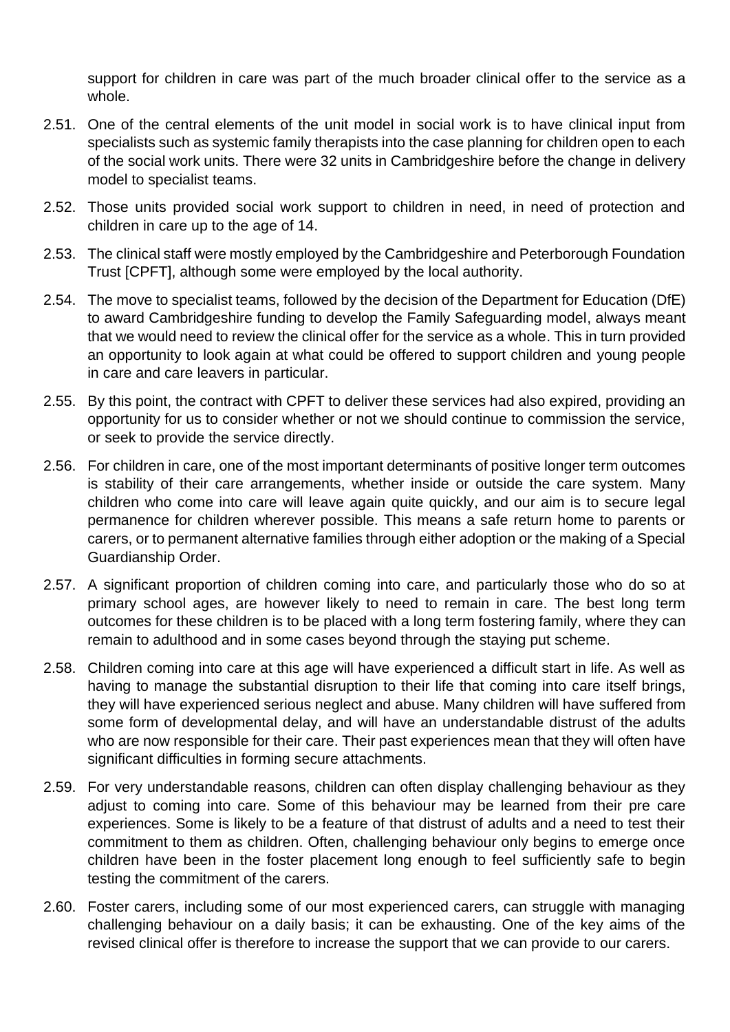support for children in care was part of the much broader clinical offer to the service as a whole.

2.51. One of the central elements of the unit model in social work is to have clinical input from specialists such as systemic family therapists into the case planning for children open to each of the social work units. There were 32 units in Cambridgeshire before the change in delivery model to specialist teams.

2.52. Those units provided social work support to children in need, in need of protection and children in care up to the age of 14.

2.53. The clinical staff were mostly employed by the Cambridgeshire and Peterborough Foundation Trust [CPFT], although some were employed by the local authority.

2.54. The move to specialist teams, followed by the decision of the Department for Education (DfE) to award Cambridgeshire funding to develop the Family Safeguarding model, always meant that we would need to review the clinical offer for the service as a whole. This in turn provided an opportunity to look again at what could be offered to support children and young people in care and care leavers in particular.

2.55. By this point, the contract with CPFT to deliver these services had also expired, providing an opportunity for us to consider whether or not we should continue to commission the service, or seek to provide the service directly.

2.56. For children in care, one of the most important determinants of positive longer term outcomes is stability of their care arrangements, whether inside or outside the care system. Many children who come into care will leave again quite quickly, and our aim is to secure legal permanence for children wherever possible. This means a safe return home to parents or carers, or to permanent alternative families through either adoption or the making of a Special Guardianship Order.

2.57. A significant proportion of children coming into care, and particularly those who do so at primary school ages, are however likely to need to remain in care. The best long term outcomes for these children is to be placed with a long term fostering family, where they can remain to adulthood and in some cases beyond through the staying put scheme.

2.58. Children coming into care at this age will have experienced a difficult start in life. As well as having to manage the substantial disruption to their life that coming into care itself brings, they will have experienced serious neglect and abuse. Many children will have suffered from some form of developmental delay, and will have an understandable distrust of the adults who are now responsible for their care. Their past experiences mean that they will often have significant difficulties in forming secure attachments.

2.59. For very understandable reasons, children can often display challenging behaviour as they adjust to coming into care. Some of this behaviour may be learned from their pre care experiences. Some is likely to be a feature of that distrust of adults and a need to test their commitment to them as children. Often, challenging behaviour only begins to emerge once children have been in the foster placement long enough to feel sufficiently safe to begin testing the commitment of the carers.

2.60. Foster carers, including some of our most experienced carers, can struggle with managing challenging behaviour on a daily basis; it can be exhausting. One of the key aims of the revised clinical offer is therefore to increase the support that we can provide to our carers.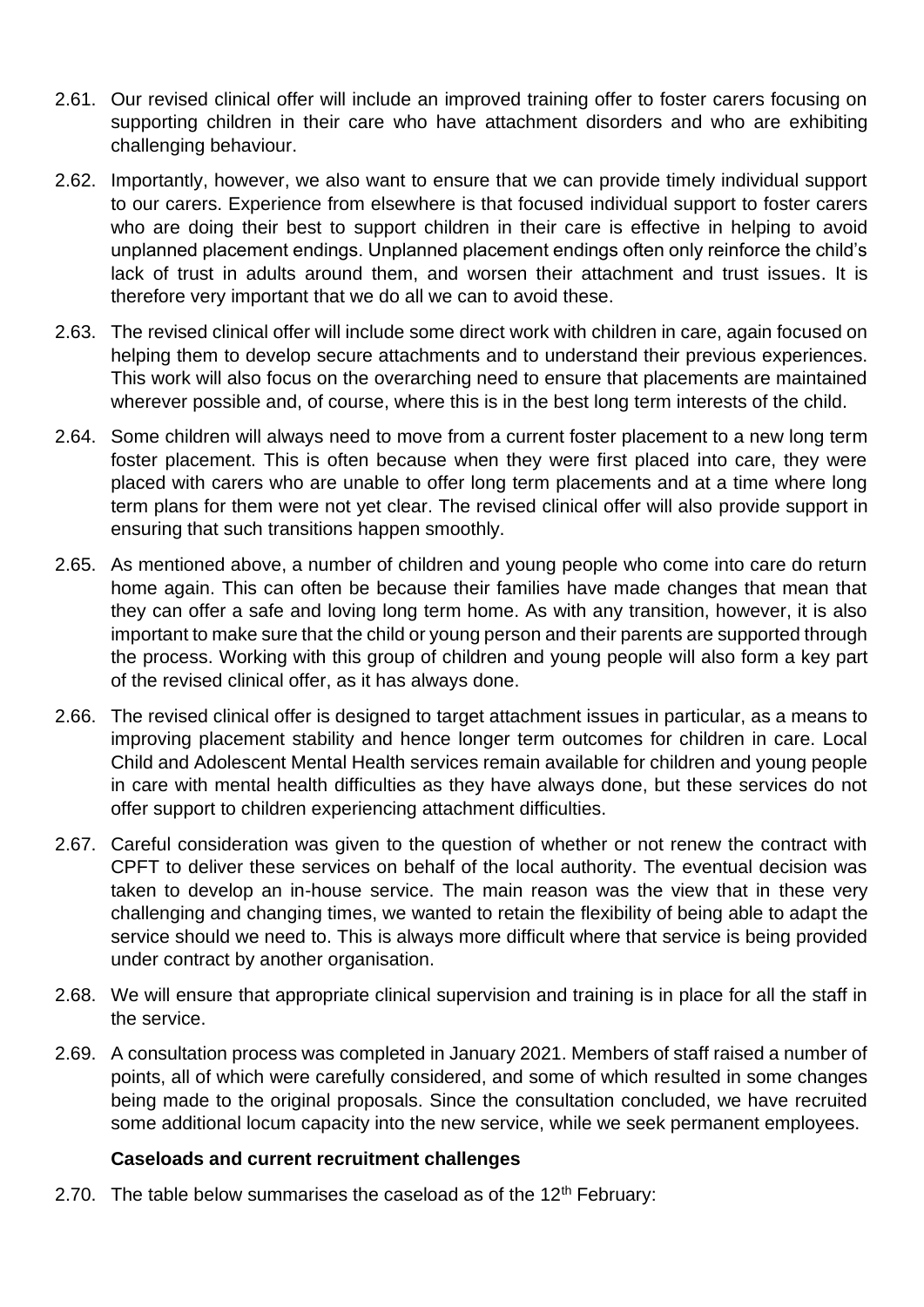2.61. Our revised clinical offer will include an improved training offer to foster carers focusing on supporting children in their care who have attachment disorders and who are exhibiting challenging behaviour.

2.62. Importantly, however, we also want to ensure that we can provide timely individual support to our carers. Experience from elsewhere is that focused individual support to foster carers who are doing their best to support children in their care is effective in helping to avoid unplanned placement endings. Unplanned placement endings often only reinforce the child's lack of trust in adults around them, and worsen their attachment and trust issues. It is therefore very important that we do all we can to avoid these.

2.63. The revised clinical offer will include some direct work with children in care, again focused on helping them to develop secure attachments and to understand their previous experiences. This work will also focus on the overarching need to ensure that placements are maintained wherever possible and, of course, where this is in the best long term interests of the child.

2.64. Some children will always need to move from a current foster placement to a new long term foster placement. This is often because when they were first placed into care, they were placed with carers who are unable to offer long term placements and at a time where long term plans for them were not yet clear. The revised clinical offer will also provide support in ensuring that such transitions happen smoothly.

2.65. As mentioned above, a number of children and young people who come into care do return home again. This can often be because their families have made changes that mean that they can offer a safe and loving long term home. As with any transition, however, it is also important to make sure that the child or young person and their parents are supported through the process. Working with this group of children and young people will also form a key part of the revised clinical offer, as it has always done.

2.66. The revised clinical offer is designed to target attachment issues in particular, as a means to improving placement stability and hence longer term outcomes for children in care. Local Child and Adolescent Mental Health services remain available for children and young people in care with mental health difficulties as they have always done, but these services do not offer support to children experiencing attachment difficulties.

2.67. Careful consideration was given to the question of whether or not renew the contract with CPFT to deliver these services on behalf of the local authority. The eventual decision was taken to develop an in-house service. The main reason was the view that in these very challenging and changing times, we wanted to retain the flexibility of being able to adapt the service should we need to. This is always more difficult where that service is being provided under contract by another organisation.

2.68. We will ensure that appropriate clinical supervision and training is in place for all the staff in the service.

2.69. A consultation process was completed in January 2021. Members of staff raised a number of points, all of which were carefully considered, and some of which resulted in some changes being made to the original proposals. Since the consultation concluded, we have recruited some additional locum capacity into the new service, while we seek permanent employees.

**Caseloads and current recruitment challenges**

2.70. The table below summarises the caseload as of the 12th February: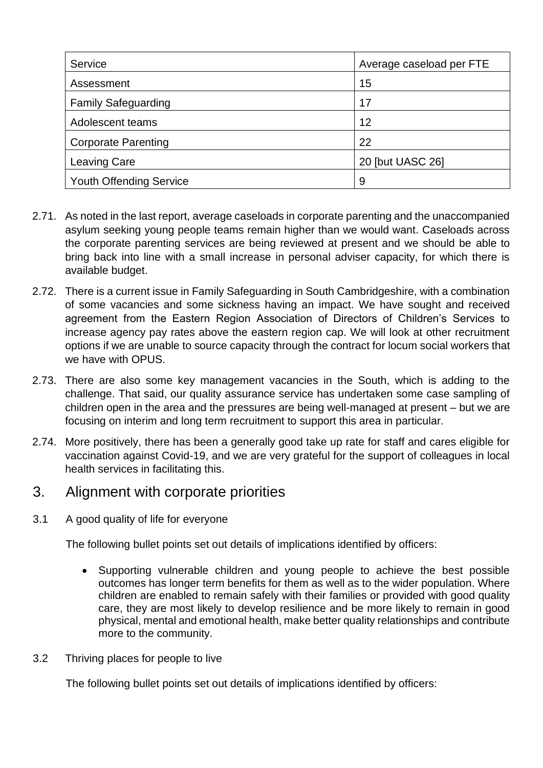| Service | Average caseload per FTE |
| --- | --- |
| Assessment | 15 |
| Family Safeguarding | 17 |
| Adolescent teams | 12 |
| Corporate Parenting | 22 |
| Leaving Care | 20 [but UASC 26] |
| Youth Offending Service | 9 |

2.71. As noted in the last report, average caseloads in corporate parenting and the unaccompanied asylum seeking young people teams remain higher than we would want. Caseloads across the corporate parenting services are being reviewed at present and we should be able to bring back into line with a small increase in personal adviser capacity, for which there is available budget.

2.72. There is a current issue in Family Safeguarding in South Cambridgeshire, with a combination of some vacancies and some sickness having an impact. We have sought and received agreement from the Eastern Region Association of Directors of Children's Services to increase agency pay rates above the eastern region cap. We will look at other recruitment options if we are unable to source capacity through the contract for locum social workers that we have with OPUS.

2.73. There are also some key management vacancies in the South, which is adding to the challenge. That said, our quality assurance service has undertaken some case sampling of children open in the area and the pressures are being well-managed at present – but we are focusing on interim and long term recruitment to support this area in particular.

2.74. More positively, there has been a generally good take up rate for staff and cares eligible for vaccination against Covid-19, and we are very grateful for the support of colleagues in local health services in facilitating this.

## 3. Alignment with corporate priorities

3.1 A good quality of life for everyone

The following bullet points set out details of implications identified by officers:

- Supporting vulnerable children and young people to achieve the best possible outcomes has longer term benefits for them as well as to the wider population. Where children are enabled to remain safely with their families or provided with good quality care, they are most likely to develop resilience and be more likely to remain in good physical, mental and emotional health, make better quality relationships and contribute more to the community.

3.2 Thriving places for people to live

The following bullet points set out details of implications identified by officers: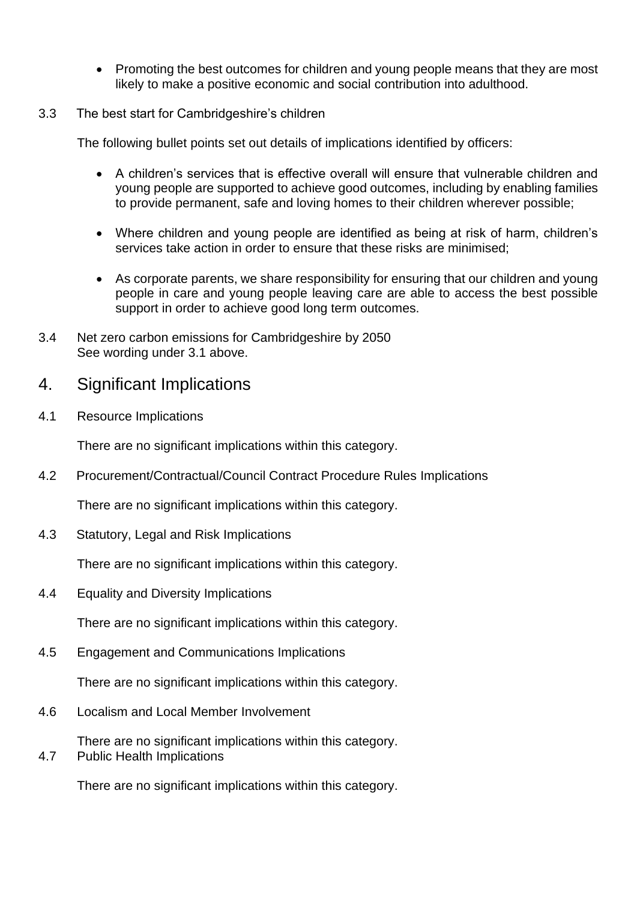- Promoting the best outcomes for children and young people means that they are most likely to make a positive economic and social contribution into adulthood.

3.3 The best start for Cambridgeshire's children

The following bullet points set out details of implications identified by officers:

- A children's services that is effective overall will ensure that vulnerable children and young people are supported to achieve good outcomes, including by enabling families to provide permanent, safe and loving homes to their children wherever possible;

- Where children and young people are identified as being at risk of harm, children's services take action in order to ensure that these risks are minimised;

- As corporate parents, we share responsibility for ensuring that our children and young people in care and young people leaving care are able to access the best possible support in order to achieve good long term outcomes.

3.4 Net zero carbon emissions for Cambridgeshire by 2050
See wording under 3.1 above.

## 4. Significant Implications

4.1 Resource Implications

There are no significant implications within this category.

4.2 Procurement/Contractual/Council Contract Procedure Rules Implications

There are no significant implications within this category.

4.3 Statutory, Legal and Risk Implications

There are no significant implications within this category.

4.4 Equality and Diversity Implications

There are no significant implications within this category.

4.5 Engagement and Communications Implications

There are no significant implications within this category.

4.6 Localism and Local Member Involvement

There are no significant implications within this category.

4.7 Public Health Implications

There are no significant implications within this category.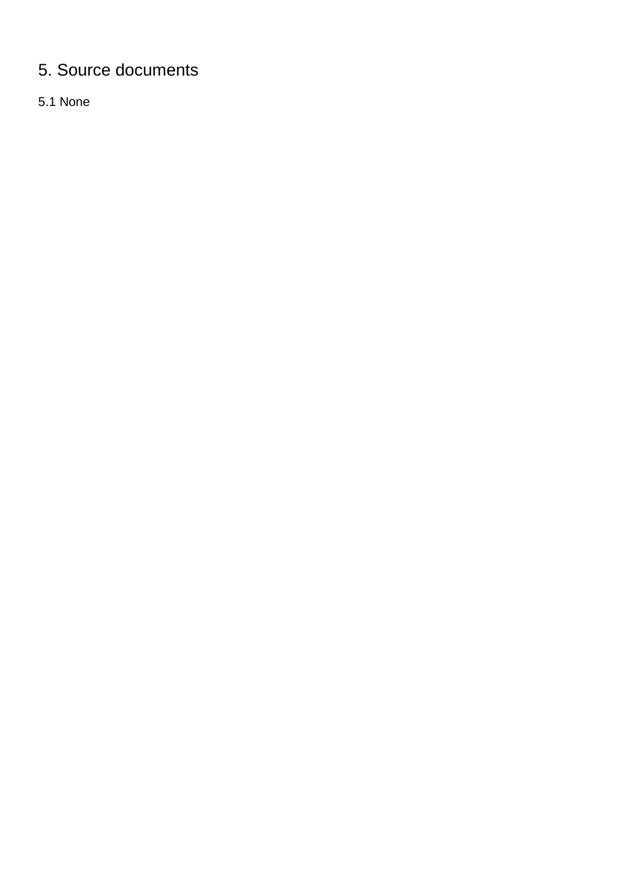## 5. Source documents

5.1 None